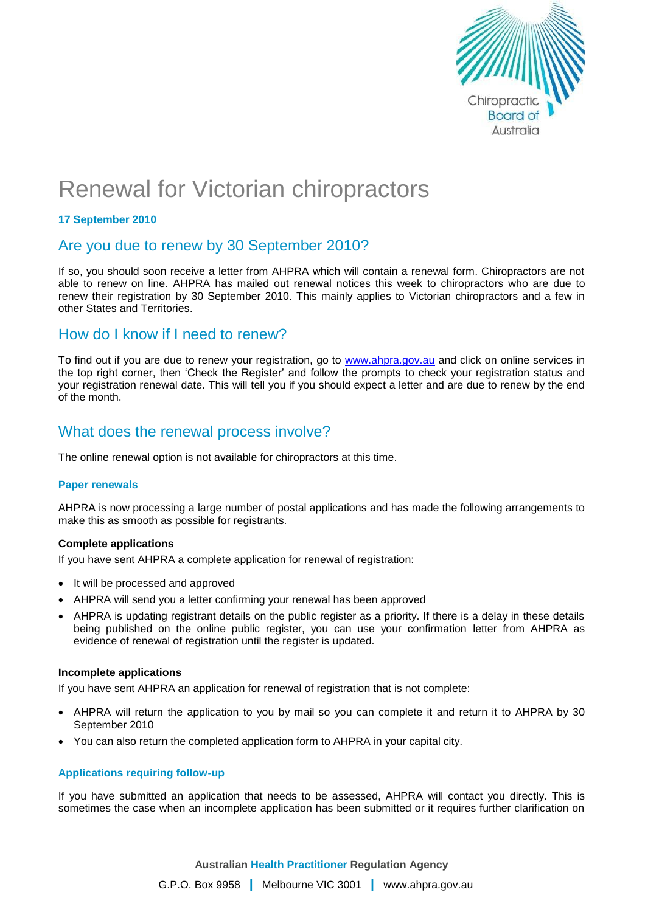# Renewal for Victorian chiropractors

**17 September 2010**

## Are you due to renew by 30 September 2010?

If so, you should soon receive a letter from AHPRA which will contain a renewal form. Chiropractors are not able to renew on line. AHPRA has mailed out renewal notices this week to chiropractors who are due to renew their registration by 30 September 2010. This mainly applies to Victorian chiropractors and a few in other States and Territories.

## How do I know if I need to renew?

To find out if you are due to renew your registration, go to www.ahpra.gov.au and click on online services in the top right corner, then 'Check the Register' and follow the prompts to check your registration status and your registration renewal date. This will tell you if you should expect a letter and are due to renew by the end of the month.

## What does the renewal process involve?

The online renewal option is not available for chiropractors at this time.

### Paper renewals

AHPRA is now processing a large number of postal applications and has made the following arrangements to make this as smooth as possible for registrants.

**Complete applications**

If you have sent AHPRA a complete application for renewal of registration:

- It will be processed and approved
- AHPRA will send you a letter confirming your renewal has been approved
- AHPRA is updating registrant details on the public register as a priority. If there is a delay in these details being published on the online public register, you can use your confirmation letter from AHPRA as evidence of renewal of registration until the register is updated.

**Incomplete applications**

If you have sent AHPRA an application for renewal of registration that is not complete:

- AHPRA will return the application to you by mail so you can complete it and return it to AHPRA by 30 September 2010
- You can also return the completed application form to AHPRA in your capital city.

### Applications requiring follow-up

If you have submitted an application that needs to be assessed, AHPRA will contact you directly. This is sometimes the case when an incomplete application has been submitted or it requires further clarification on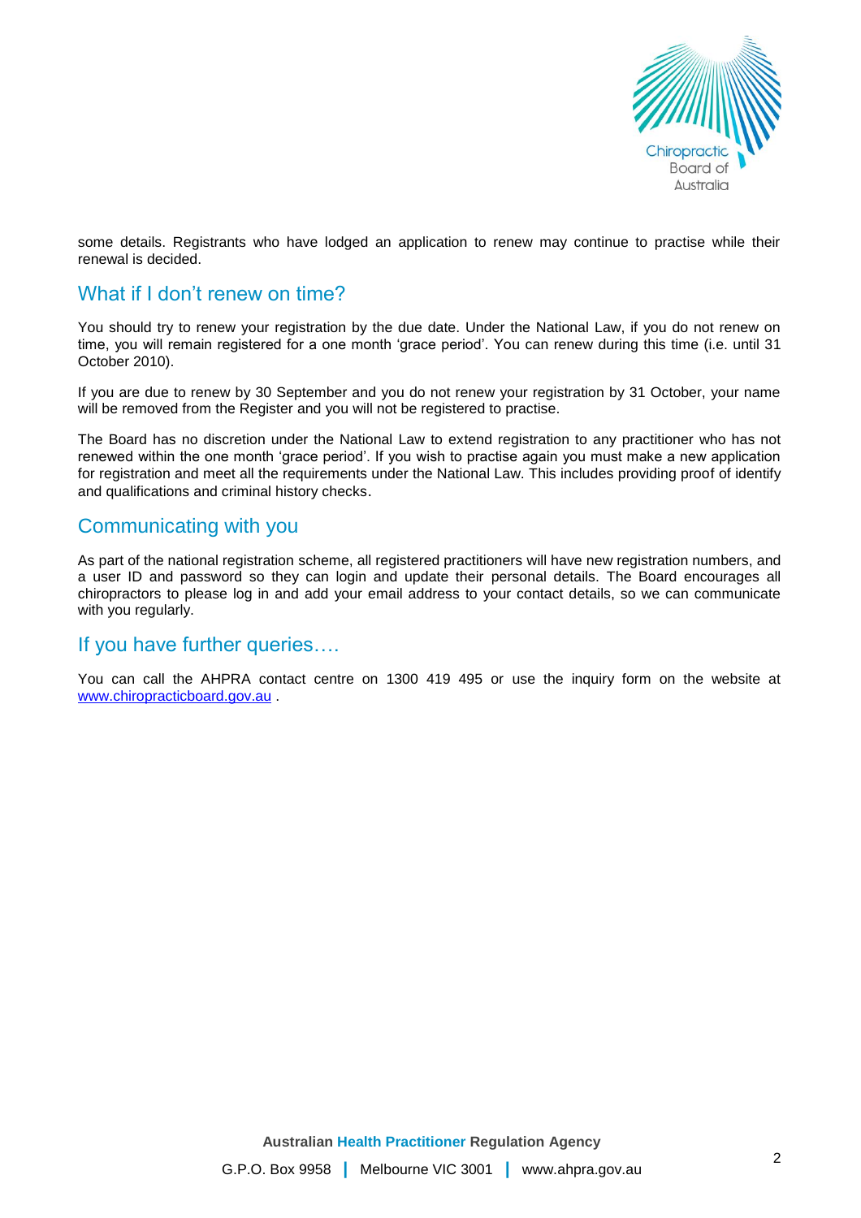some details. Registrants who have lodged an application to renew may continue to practise while their renewal is decided.

## What if I don't renew on time?

You should try to renew your registration by the due date. Under the National Law, if you do not renew on time, you will remain registered for a one month 'grace period'. You can renew during this time (i.e. until 31 October 2010).

If you are due to renew by 30 September and you do not renew your registration by 31 October, your name will be removed from the Register and you will not be registered to practise.

The Board has no discretion under the National Law to extend registration to any practitioner who has not renewed within the one month 'grace period'. If you wish to practise again you must make a new application for registration and meet all the requirements under the National Law. This includes providing proof of identify and qualifications and criminal history checks.

## Communicating with you

As part of the national registration scheme, all registered practitioners will have new registration numbers, and a user ID and password so they can login and update their personal details. The Board encourages all chiropractors to please log in and add your email address to your contact details, so we can communicate with you regularly.

## If you have further queries….

You can call the AHPRA contact centre on 1300 419 495 or use the inquiry form on the website at [www.chiropracticboard.gov.au](http://www.chiropracticboard.gov.au) .